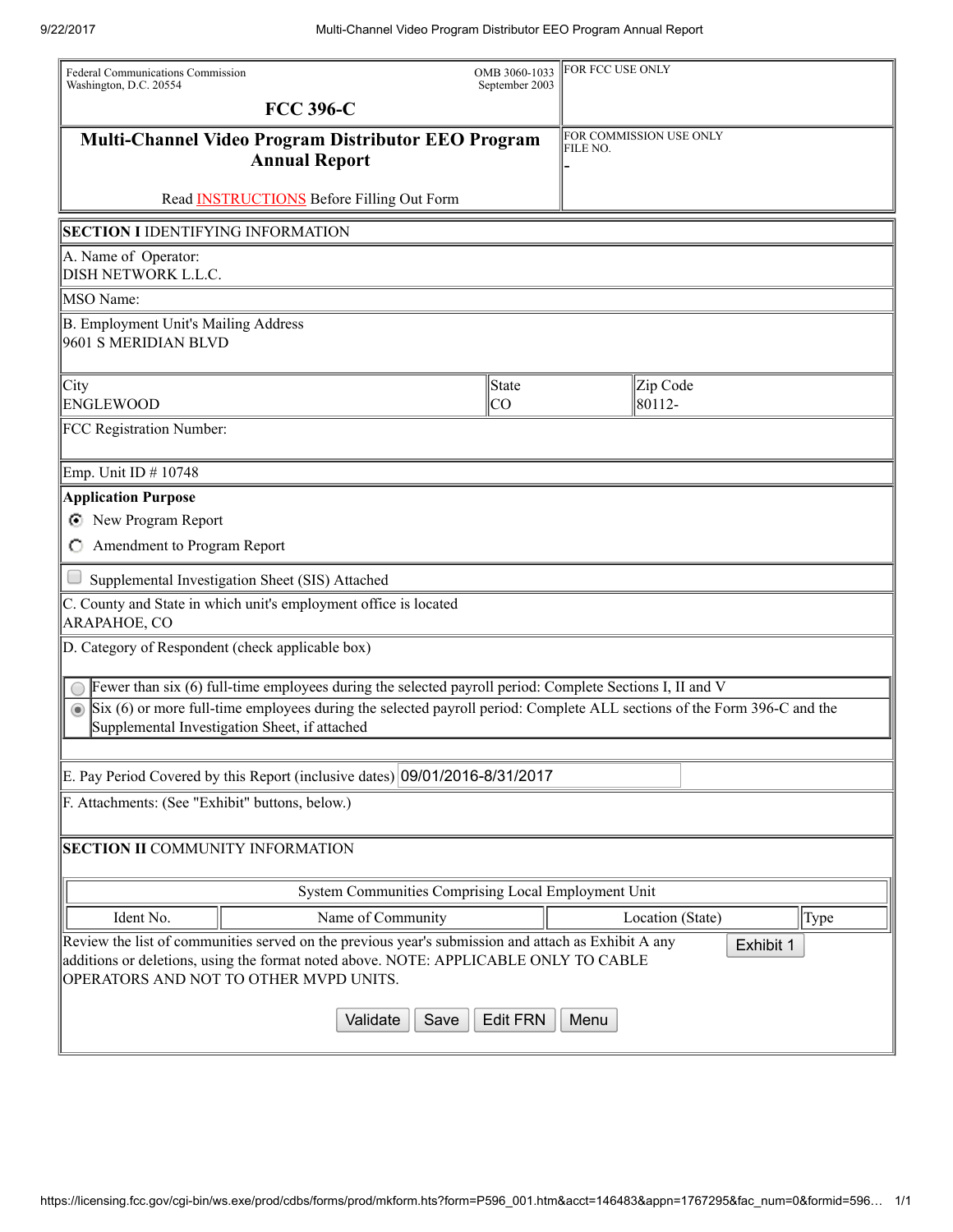Federal Communications Commission
Washington, D.C. 20554

OMB 3060-1033
September 2003

FOR FCC USE ONLY

# FCC 396-C

## Multi-Channel Video Program Distributor EEO Program Annual Report

FOR COMMISSION USE ONLY
FILE NO.
-

Read INSTRUCTIONS Before Filling Out Form

**SECTION I** IDENTIFYING INFORMATION

A. Name of Operator:
DISH NETWORK L.L.C.

MSO Name:

B. Employment Unit's Mailing Address
9601 S MERIDIAN BLVD

| City | State | Zip Code |
|---|---|---|
| ENGLEWOOD | CO | 80112- |

FCC Registration Number:

Emp. Unit ID # 10748

**Application Purpose**

- (●) New Program Report
- ( ) Amendment to Program Report

[ ] Supplemental Investigation Sheet (SIS) Attached

C. County and State in which unit's employment office is located
ARAPAHOE, CO

D. Category of Respondent (check applicable box)

- ( ) Fewer than six (6) full-time employees during the selected payroll period: Complete Sections I, II and V
- (●) Six (6) or more full-time employees during the selected payroll period: Complete ALL sections of the Form 396-C and the Supplemental Investigation Sheet, if attached

E. Pay Period Covered by this Report (inclusive dates) 09/01/2016-8/31/2017

F. Attachments: (See "Exhibit" buttons, below.)

**SECTION II** COMMUNITY INFORMATION

| System Communities Comprising Local Employment Unit | | | |
|---|---|---|---|
| Ident No. | Name of Community | Location (State) | Type |

Review the list of communities served on the previous year's submission and attach as Exhibit A any additions or deletions, using the format noted above. NOTE: APPLICABLE ONLY TO CABLE OPERATORS AND NOT TO OTHER MVPD UNITS.

Exhibit 1

Validate | Save | Edit FRN | Menu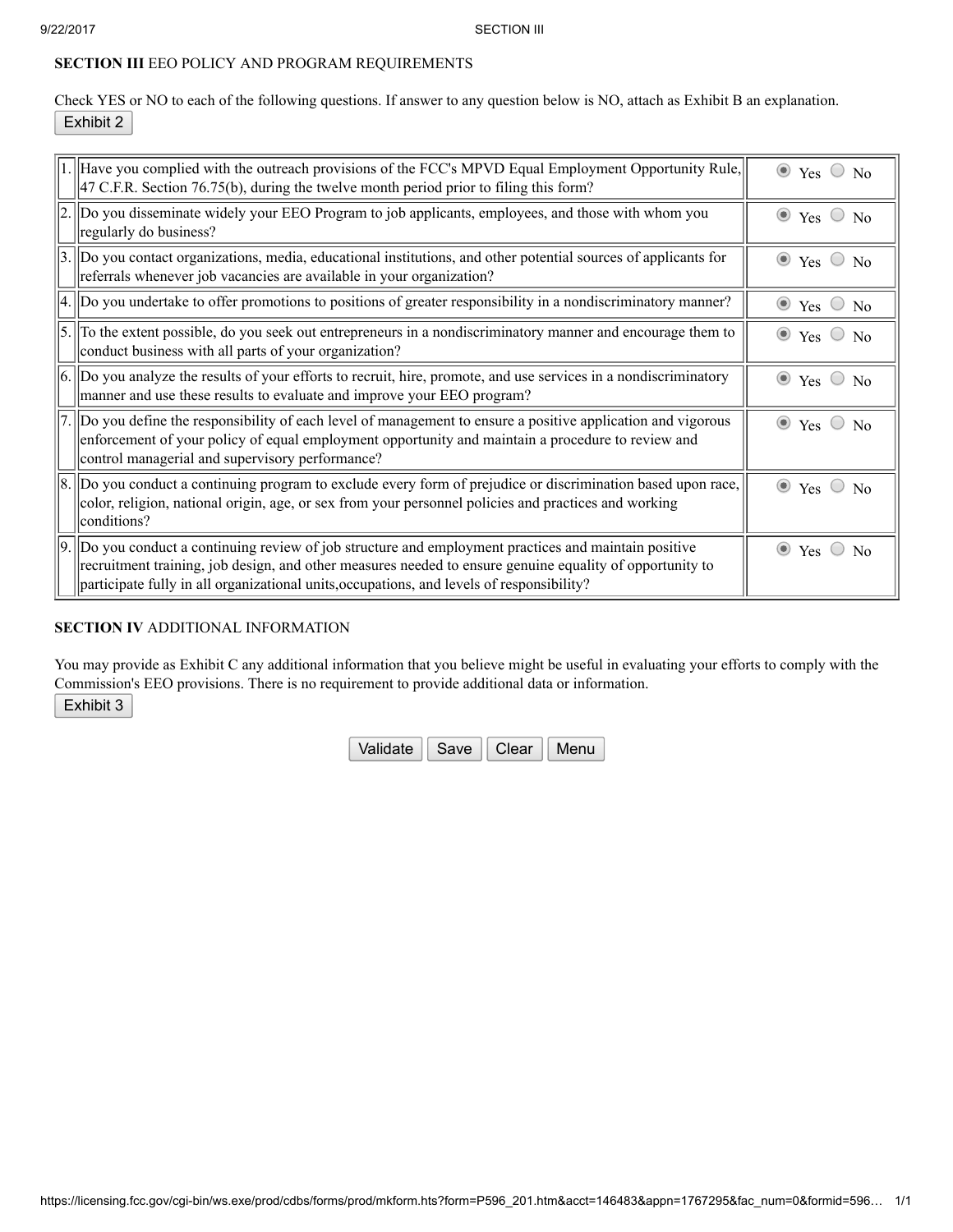**SECTION III** EEO POLICY AND PROGRAM REQUIREMENTS

Check YES or NO to each of the following questions. If answer to any question below is NO, attach as Exhibit B an explanation.

Exhibit 2

| | | |
|---|---|---|
| 1. | Have you complied with the outreach provisions of the FCC's MPVD Equal Employment Opportunity Rule, 47 C.F.R. Section 76.75(b), during the twelve month period prior to filing this form? | ◉ Yes ○ No |
| 2. | Do you disseminate widely your EEO Program to job applicants, employees, and those with whom you regularly do business? | ◉ Yes ○ No |
| 3. | Do you contact organizations, media, educational institutions, and other potential sources of applicants for referrals whenever job vacancies are available in your organization? | ◉ Yes ○ No |
| 4. | Do you undertake to offer promotions to positions of greater responsibility in a nondiscriminatory manner? | ◉ Yes ○ No |
| 5. | To the extent possible, do you seek out entrepreneurs in a nondiscriminatory manner and encourage them to conduct business with all parts of your organization? | ◉ Yes ○ No |
| 6. | Do you analyze the results of your efforts to recruit, hire, promote, and use services in a nondiscriminatory manner and use these results to evaluate and improve your EEO program? | ◉ Yes ○ No |
| 7. | Do you define the responsibility of each level of management to ensure a positive application and vigorous enforcement of your policy of equal employment opportunity and maintain a procedure to review and control managerial and supervisory performance? | ◉ Yes ○ No |
| 8. | Do you conduct a continuing program to exclude every form of prejudice or discrimination based upon race, color, religion, national origin, age, or sex from your personnel policies and practices and working conditions? | ◉ Yes ○ No |
| 9. | Do you conduct a continuing review of job structure and employment practices and maintain positive recruitment training, job design, and other measures needed to ensure genuine equality of opportunity to participate fully in all organizational units,occupations, and levels of responsibility? | ◉ Yes ○ No |

**SECTION IV** ADDITIONAL INFORMATION

You may provide as Exhibit C any additional information that you believe might be useful in evaluating your efforts to comply with the Commission's EEO provisions. There is no requirement to provide additional data or information.

Exhibit 3

Validate Save Clear Menu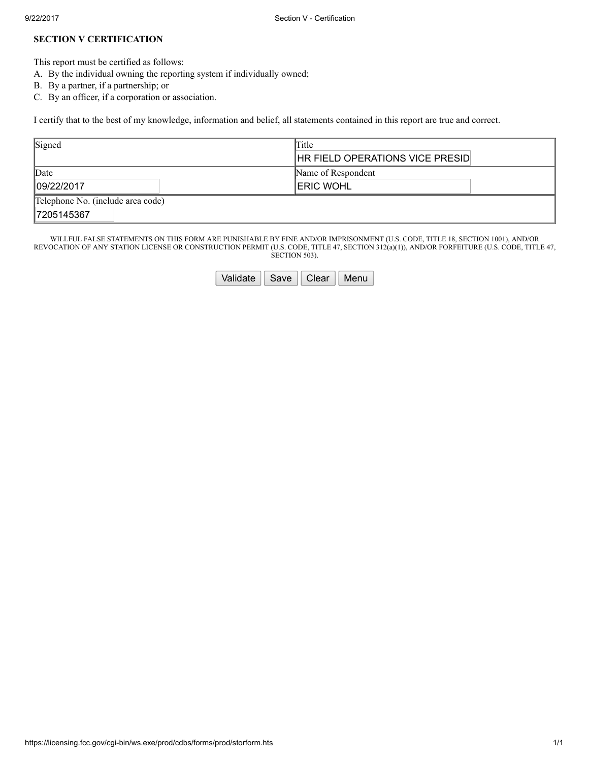## SECTION V CERTIFICATION

This report must be certified as follows:

A. By the individual owning the reporting system if individually owned;
B. By a partner, if a partnership; or
C. By an officer, if a corporation or association.

I certify that to the best of my knowledge, information and belief, all statements contained in this report are true and correct.

| | |
|---|---|
| Signed | Title<br>HR FIELD OPERATIONS VICE PRESID |
| Date<br>09/22/2017 | Name of Respondent<br>ERIC WOHL |
| Telephone No. (include area code)<br>7205145367 | |

WILLFUL FALSE STATEMENTS ON THIS FORM ARE PUNISHABLE BY FINE AND/OR IMPRISONMENT (U.S. CODE, TITLE 18, SECTION 1001), AND/OR REVOCATION OF ANY STATION LICENSE OR CONSTRUCTION PERMIT (U.S. CODE, TITLE 47, SECTION 312(a)(1)), AND/OR FORFEITURE (U.S. CODE, TITLE 47, SECTION 503).

Validate Save Clear Menu